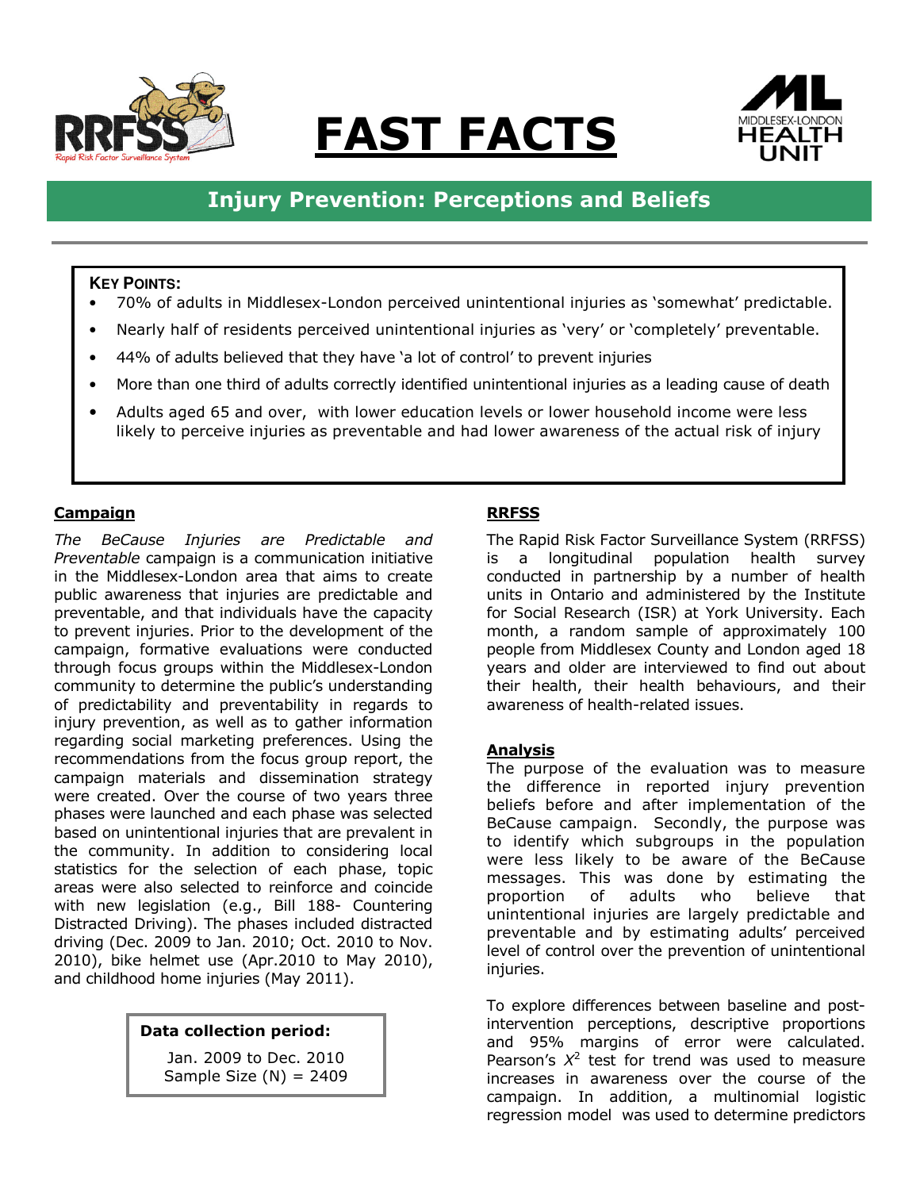# FAST FACTS

## Injury Prevention: Perceptions and Beliefs

**KEY POINTS:**

- 70% of adults in Middlesex-London perceived unintentional injuries as 'somewhat' predictable.
- Nearly half of residents perceived unintentional injuries as 'very' or 'completely' preventable.
- 44% of adults believed that they have 'a lot of control' to prevent injuries
- More than one third of adults correctly identified unintentional injuries as a leading cause of death
- Adults aged 65 and over, with lower education levels or lower household income were less likely to perceive injuries as preventable and had lower awareness of the actual risk of injury

### Campaign

*The BeCause Injuries are Predictable and Preventable* campaign is a communication initiative in the Middlesex-London area that aims to create public awareness that injuries are predictable and preventable, and that individuals have the capacity to prevent injuries. Prior to the development of the campaign, formative evaluations were conducted through focus groups within the Middlesex-London community to determine the public's understanding of predictability and preventability in regards to injury prevention, as well as to gather information regarding social marketing preferences. Using the recommendations from the focus group report, the campaign materials and dissemination strategy were created. Over the course of two years three phases were launched and each phase was selected based on unintentional injuries that are prevalent in the community. In addition to considering local statistics for the selection of each phase, topic areas were also selected to reinforce and coincide with new legislation (e.g., Bill 188- Countering Distracted Driving). The phases included distracted driving (Dec. 2009 to Jan. 2010; Oct. 2010 to Nov. 2010), bike helmet use (Apr.2010 to May 2010), and childhood home injuries (May 2011).

**Data collection period:**

Jan. 2009 to Dec. 2010
Sample Size (N) = 2409

### RRFSS

The Rapid Risk Factor Surveillance System (RRFSS) is a longitudinal population health survey conducted in partnership by a number of health units in Ontario and administered by the Institute for Social Research (ISR) at York University. Each month, a random sample of approximately 100 people from Middlesex County and London aged 18 years and older are interviewed to find out about their health, their health behaviours, and their awareness of health-related issues.

### Analysis

The purpose of the evaluation was to measure the difference in reported injury prevention beliefs before and after implementation of the BeCause campaign. Secondly, the purpose was to identify which subgroups in the population were less likely to be aware of the BeCause messages. This was done by estimating the proportion of adults who believe that unintentional injuries are largely predictable and preventable and by estimating adults' perceived level of control over the prevention of unintentional injuries.

To explore differences between baseline and post-intervention perceptions, descriptive proportions and 95% margins of error were calculated. Pearson's $X^2$ test for trend was used to measure increases in awareness over the course of the campaign. In addition, a multinomial logistic regression model was used to determine predictors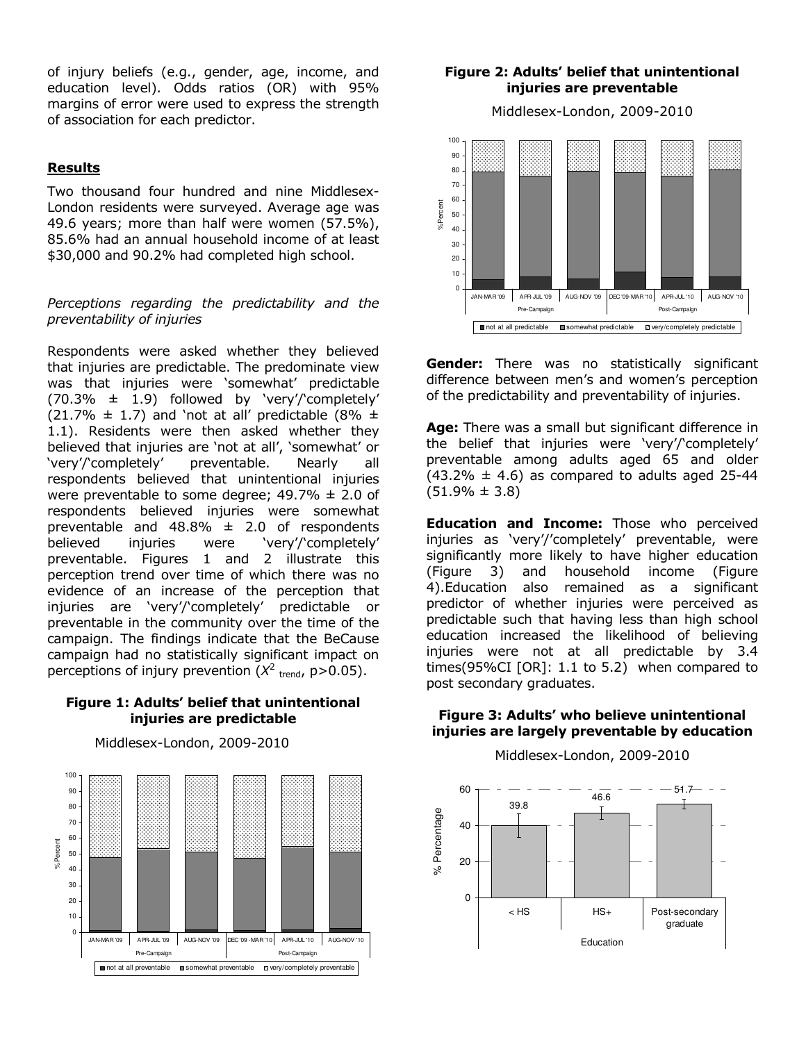of injury beliefs (e.g., gender, age, income, and education level). Odds ratios (OR) with 95% margins of error were used to express the strength of association for each predictor.

## Results

Two thousand four hundred and nine Middlesex-London residents were surveyed. Average age was 49.6 years; more than half were women (57.5%), 85.6% had an annual household income of at least $30,000 and 90.2% had completed high school.

*Perceptions regarding the predictability and the preventability of injuries*

Respondents were asked whether they believed that injuries are predictable. The predominate view was that injuries were 'somewhat' predictable (70.3% ± 1.9) followed by 'very'/'completely' (21.7% ± 1.7) and 'not at all' predictable (8% ± 1.1). Residents were then asked whether they believed that injuries are 'not at all', 'somewhat' or 'very'/'completely' preventable. Nearly all respondents believed that unintentional injuries were preventable to some degree; 49.7% ± 2.0 of respondents believed injuries were somewhat preventable and 48.8% ± 2.0 of respondents believed injuries were 'very'/'completely' preventable. Figures 1 and 2 illustrate this perception trend over time of which there was no evidence of an increase of the perception that injuries are 'very'/'completely' predictable or preventable in the community over the time of the campaign. The findings indicate that the BeCause campaign had no statistically significant impact on perceptions of injury prevention ($X^2_{\text{trend}}$, $p>0.05$).

**Figure 1: Adults' belief that unintentional injuries are predictable**

Middlesex-London, 2009-2010

**Figure 2: Adults' belief that unintentional injuries are preventable**

Middlesex-London, 2009-2010

**Gender:** There was no statistically significant difference between men's and women's perception of the predictability and preventability of injuries.

**Age:** There was a small but significant difference in the belief that injuries were 'very'/'completely' preventable among adults aged 65 and older (43.2% ± 4.6) as compared to adults aged 25-44 (51.9% ± 3.8)

**Education and Income:** Those who perceived injuries as 'very'/'completely' preventable, were significantly more likely to have higher education (Figure 3) and household income (Figure 4). Education also remained as a significant predictor of whether injuries were perceived as predictable such that having less than high school education increased the likelihood of believing injuries were not at all predictable by 3.4 times(95%CI [OR]: 1.1 to 5.2) when compared to post secondary graduates.

**Figure 3: Adults' who believe unintentional injuries are largely preventable by education**

Middlesex-London, 2009-2010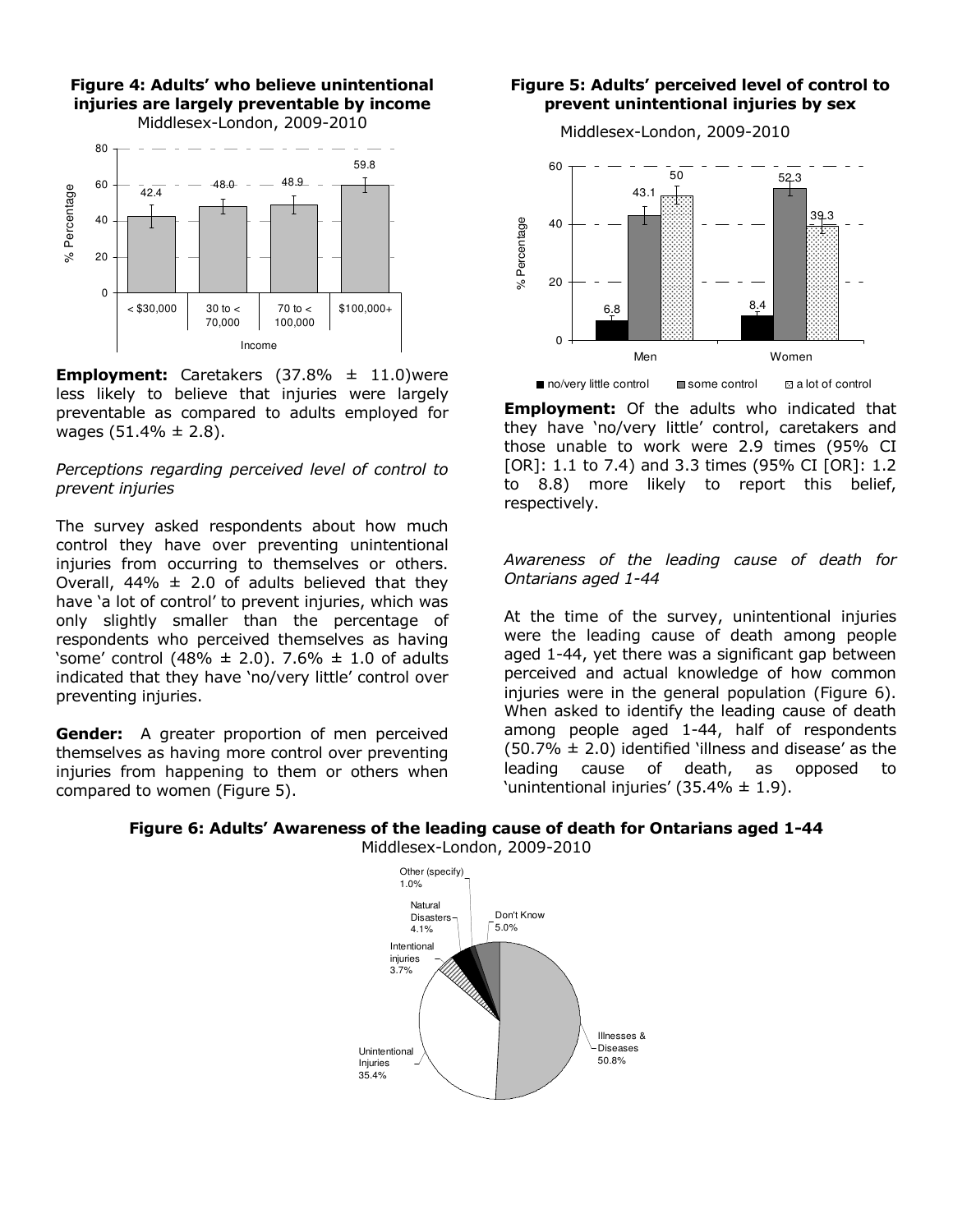**Figure 4: Adults' who believe unintentional injuries are largely preventable by income**
Middlesex-London, 2009-2010

**Employment:** Caretakers (37.8% ± 11.0)were less likely to believe that injuries were largely preventable as compared to adults employed for wages (51.4% ± 2.8).

*Perceptions regarding perceived level of control to prevent injuries*

The survey asked respondents about how much control they have over preventing unintentional injuries from occurring to themselves or others. Overall, 44% ± 2.0 of adults believed that they have 'a lot of control' to prevent injuries, which was only slightly smaller than the percentage of respondents who perceived themselves as having 'some' control (48% ± 2.0). 7.6% ± 1.0 of adults indicated that they have 'no/very little' control over preventing injuries.

**Gender:** A greater proportion of men perceived themselves as having more control over preventing injuries from happening to them or others when compared to women (Figure 5).

**Figure 5: Adults' perceived level of control to prevent unintentional injuries by sex**
Middlesex-London, 2009-2010

**Employment:** Of the adults who indicated that they have 'no/very little' control, caretakers and those unable to work were 2.9 times (95% CI [OR]: 1.1 to 7.4) and 3.3 times (95% CI [OR]: 1.2 to 8.8) more likely to report this belief, respectively.

*Awareness of the leading cause of death for Ontarians aged 1-44*

At the time of the survey, unintentional injuries were the leading cause of death among people aged 1-44, yet there was a significant gap between perceived and actual knowledge of how common injuries were in the general population (Figure 6). When asked to identify the leading cause of death among people aged 1-44, half of respondents (50.7% ± 2.0) identified 'illness and disease' as the leading cause of death, as opposed to 'unintentional injuries' (35.4% ± 1.9).

**Figure 6: Adults' Awareness of the leading cause of death for Ontarians aged 1-44**
Middlesex-London, 2009-2010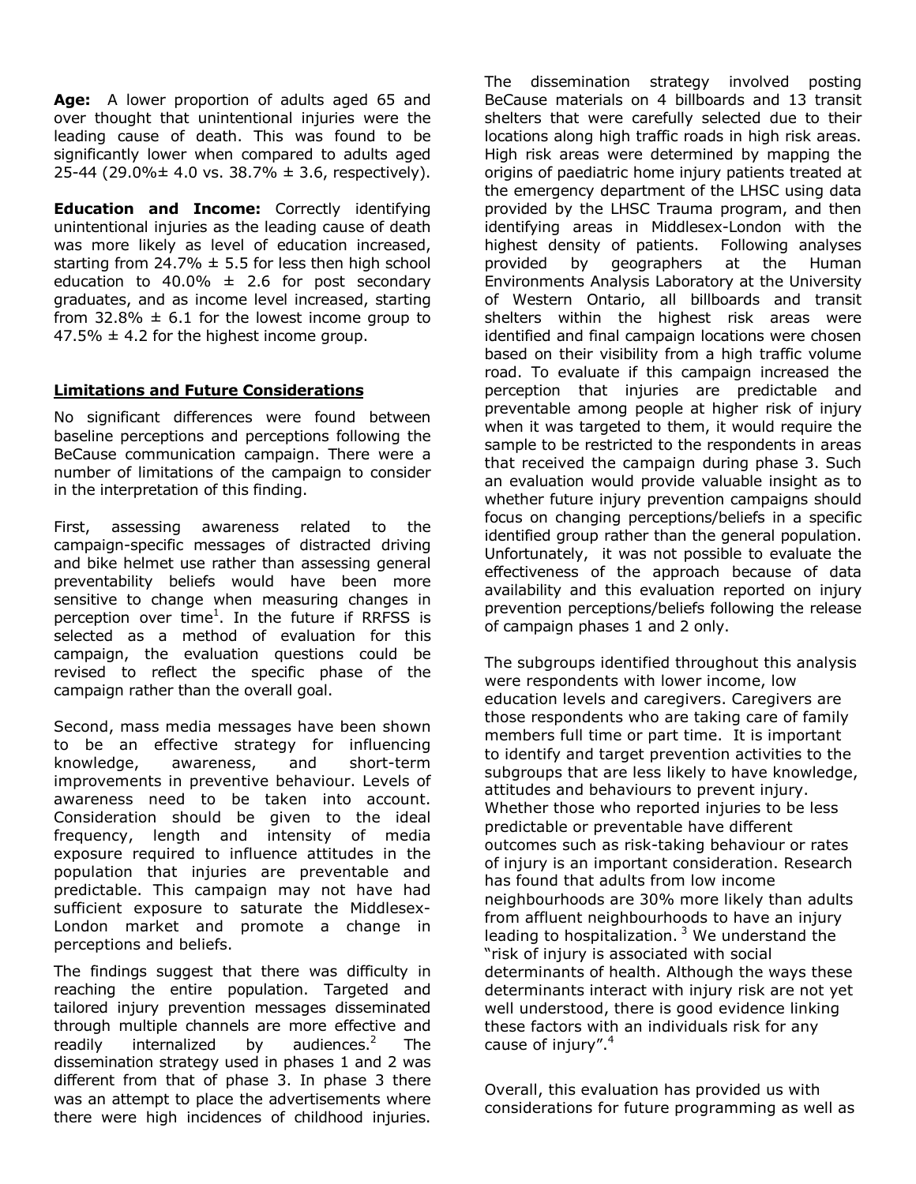**Age:** A lower proportion of adults aged 65 and over thought that unintentional injuries were the leading cause of death. This was found to be significantly lower when compared to adults aged 25-44 (29.0%± 4.0 vs. 38.7% ± 3.6, respectively).

**Education and Income:** Correctly identifying unintentional injuries as the leading cause of death was more likely as level of education increased, starting from 24.7% ± 5.5 for less then high school education to 40.0% ± 2.6 for post secondary graduates, and as income level increased, starting from 32.8% ± 6.1 for the lowest income group to 47.5% ± 4.2 for the highest income group.

## Limitations and Future Considerations

No significant differences were found between baseline perceptions and perceptions following the BeCause communication campaign. There were a number of limitations of the campaign to consider in the interpretation of this finding.

First, assessing awareness related to the campaign-specific messages of distracted driving and bike helmet use rather than assessing general preventability beliefs would have been more sensitive to change when measuring changes in perception over time[1]. In the future if RRFSS is selected as a method of evaluation for this campaign, the evaluation questions could be revised to reflect the specific phase of the campaign rather than the overall goal.

Second, mass media messages have been shown to be an effective strategy for influencing knowledge, awareness, and short-term improvements in preventive behaviour. Levels of awareness need to be taken into account. Consideration should be given to the ideal frequency, length and intensity of media exposure required to influence attitudes in the population that injuries are preventable and predictable. This campaign may not have had sufficient exposure to saturate the Middlesex-London market and promote a change in perceptions and beliefs.

The findings suggest that there was difficulty in reaching the entire population. Targeted and tailored injury prevention messages disseminated through multiple channels are more effective and readily internalized by audiences.[2] The dissemination strategy used in phases 1 and 2 was different from that of phase 3. In phase 3 there was an attempt to place the advertisements where there were high incidences of childhood injuries. The dissemination strategy involved posting BeCause materials on 4 billboards and 13 transit shelters that were carefully selected due to their locations along high traffic roads in high risk areas. High risk areas were determined by mapping the origins of paediatric home injury patients treated at the emergency department of the LHSC using data provided by the LHSC Trauma program, and then identifying areas in Middlesex-London with the highest density of patients. Following analyses provided by geographers at the Human Environments Analysis Laboratory at the University of Western Ontario, all billboards and transit shelters within the highest risk areas were identified and final campaign locations were chosen based on their visibility from a high traffic volume road. To evaluate if this campaign increased the perception that injuries are predictable and preventable among people at higher risk of injury when it was targeted to them, it would require the sample to be restricted to the respondents in areas that received the campaign during phase 3. Such an evaluation would provide valuable insight as to whether future injury prevention campaigns should focus on changing perceptions/beliefs in a specific identified group rather than the general population. Unfortunately, it was not possible to evaluate the effectiveness of the approach because of data availability and this evaluation reported on injury prevention perceptions/beliefs following the release of campaign phases 1 and 2 only.

The subgroups identified throughout this analysis were respondents with lower income, low education levels and caregivers. Caregivers are those respondents who are taking care of family members full time or part time. It is important to identify and target prevention activities to the subgroups that are less likely to have knowledge, attitudes and behaviours to prevent injury. Whether those who reported injuries to be less predictable or preventable have different outcomes such as risk-taking behaviour or rates of injury is an important consideration. Research has found that adults from low income neighbourhoods are 30% more likely than adults from affluent neighbourhoods to have an injury leading to hospitalization.[3] We understand the "risk of injury is associated with social determinants of health. Although the ways these determinants interact with injury risk are not yet well understood, there is good evidence linking these factors with an individuals risk for any cause of injury".[4]

Overall, this evaluation has provided us with considerations for future programming as well as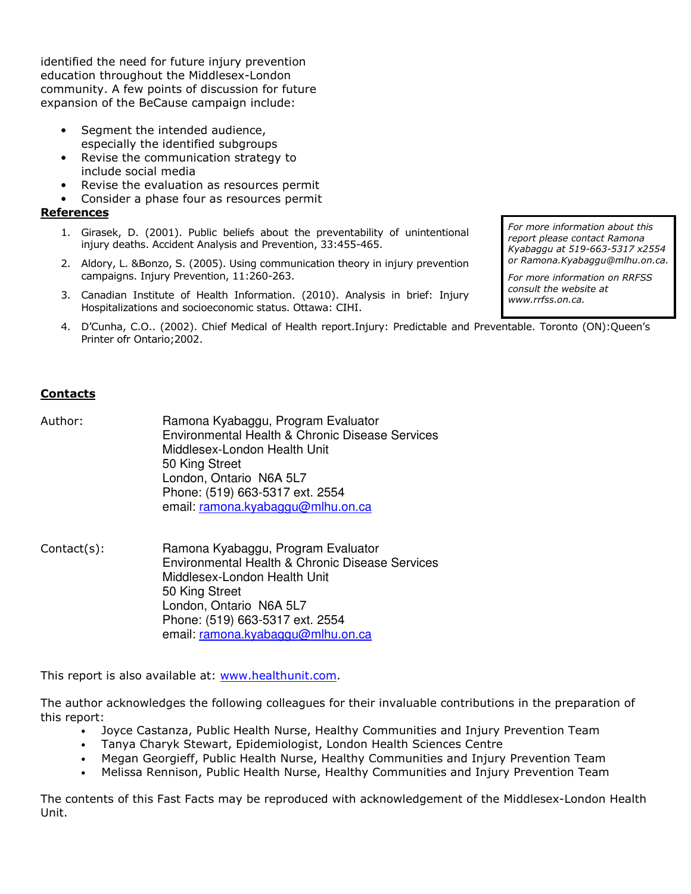identified the need for future injury prevention education throughout the Middlesex-London community. A few points of discussion for future expansion of the BeCause campaign include:

- Segment the intended audience, especially the identified subgroups
- Revise the communication strategy to include social media
- Revise the evaluation as resources permit
- Consider a phase four as resources permit

**References**

1. Girasek, D. (2001). Public beliefs about the preventability of unintentional injury deaths. Accident Analysis and Prevention, 33:455-465.
2. Aldory, L. &Bonzo, S. (2005). Using communication theory in injury prevention campaigns. Injury Prevention, 11:260-263.
3. Canadian Institute of Health Information. (2010). Analysis in brief: Injury Hospitalizations and socioeconomic status. Ottawa: CIHI.
4. D'Cunha, C.O.. (2002). Chief Medical of Health report.Injury: Predictable and Preventable. Toronto (ON):Queen's Printer ofr Ontario;2002.

*For more information about this report please contact Ramona Kyabaggu at 519-663-5317 x2554 or Ramona.Kyabaggu@mlhu.on.ca.*

*For more information on RRFSS consult the website at www.rrfss.on.ca.*

**Contacts**

Author: Ramona Kyabaggu, Program Evaluator
Environmental Health & Chronic Disease Services
Middlesex-London Health Unit
50 King Street
London, Ontario N6A 5L7
Phone: (519) 663-5317 ext. 2554
email: ramona.kyabaggu@mlhu.on.ca

Contact(s): Ramona Kyabaggu, Program Evaluator
Environmental Health & Chronic Disease Services
Middlesex-London Health Unit
50 King Street
London, Ontario N6A 5L7
Phone: (519) 663-5317 ext. 2554
email: ramona.kyabaggu@mlhu.on.ca

This report is also available at: www.healthunit.com.

The author acknowledges the following colleagues for their invaluable contributions in the preparation of this report:

- Joyce Castanza, Public Health Nurse, Healthy Communities and Injury Prevention Team
- Tanya Charyk Stewart, Epidemiologist, London Health Sciences Centre
- Megan Georgieff, Public Health Nurse, Healthy Communities and Injury Prevention Team
- Melissa Rennison, Public Health Nurse, Healthy Communities and Injury Prevention Team

The contents of this Fast Facts may be reproduced with acknowledgement of the Middlesex-London Health Unit.